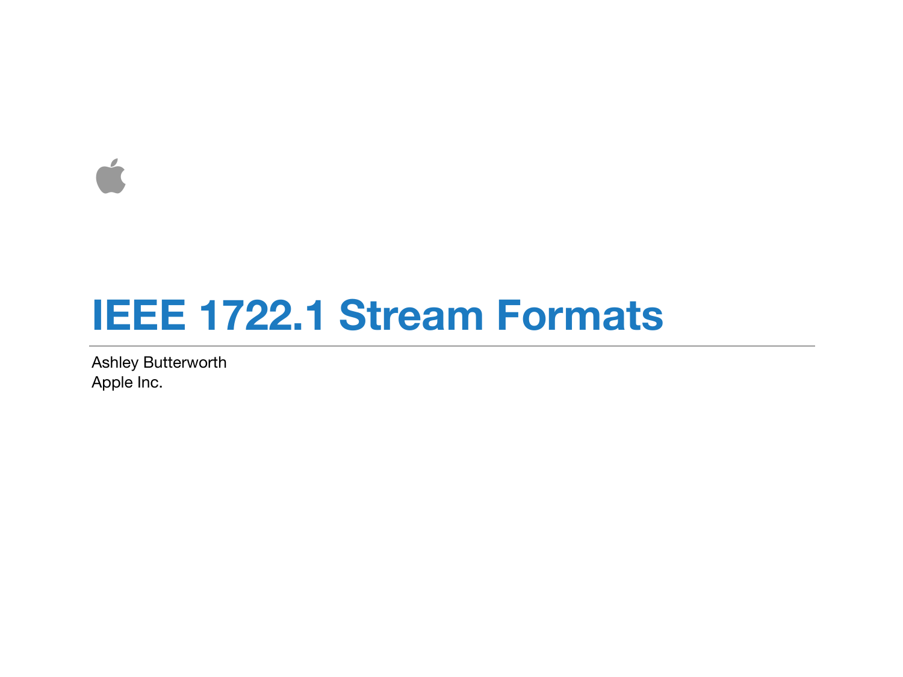# IEEE 1722.1 Stream Formats

Ashley Butterworth
Apple Inc.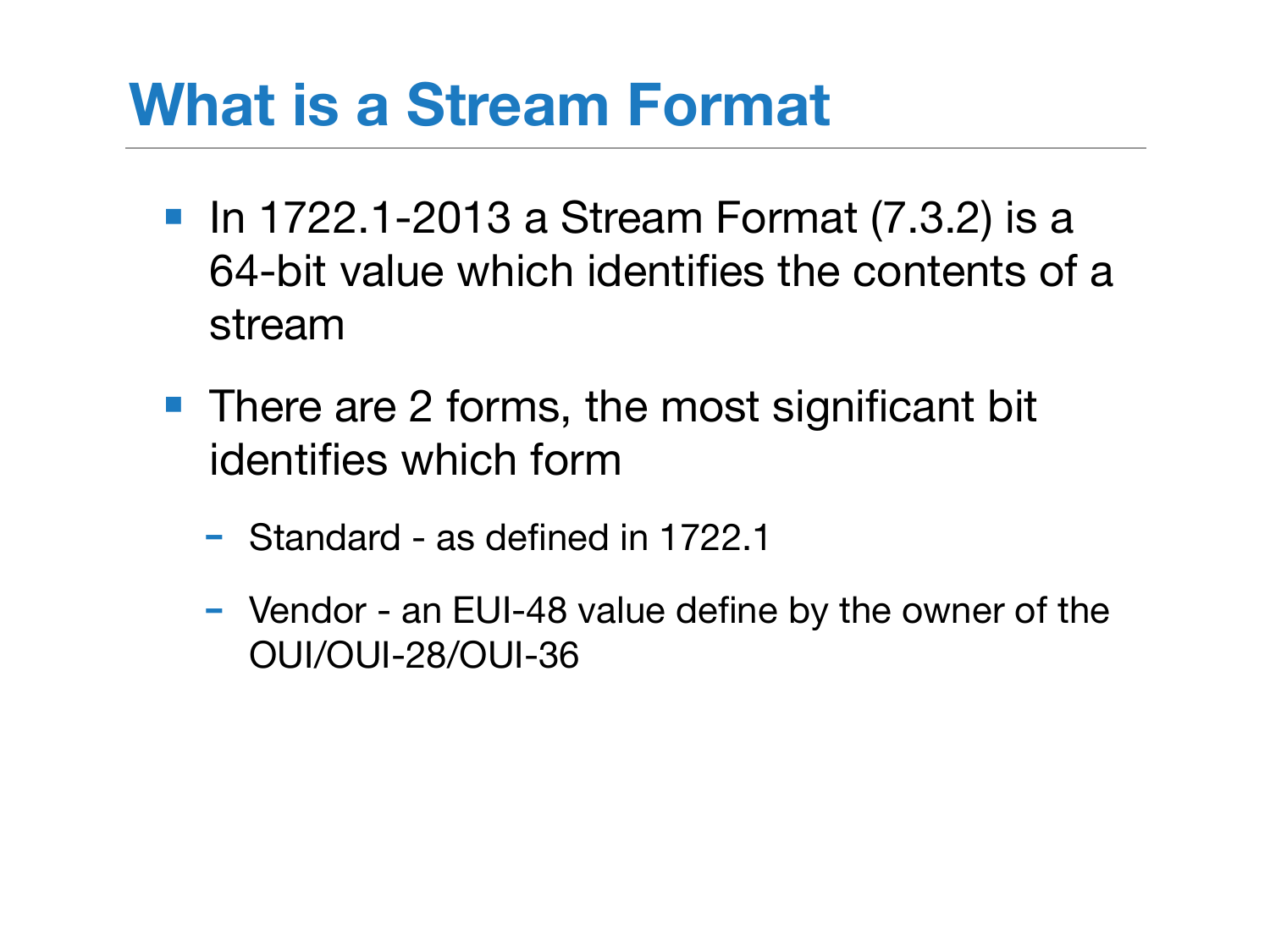# What is a Stream Format

- In 1722.1-2013 a Stream Format (7.3.2) is a 64-bit value which identifies the contents of a stream
- There are 2 forms, the most significant bit identifies which form
  - Standard - as defined in 1722.1
  - Vendor - an EUI-48 value define by the owner of the OUI/OUI-28/OUI-36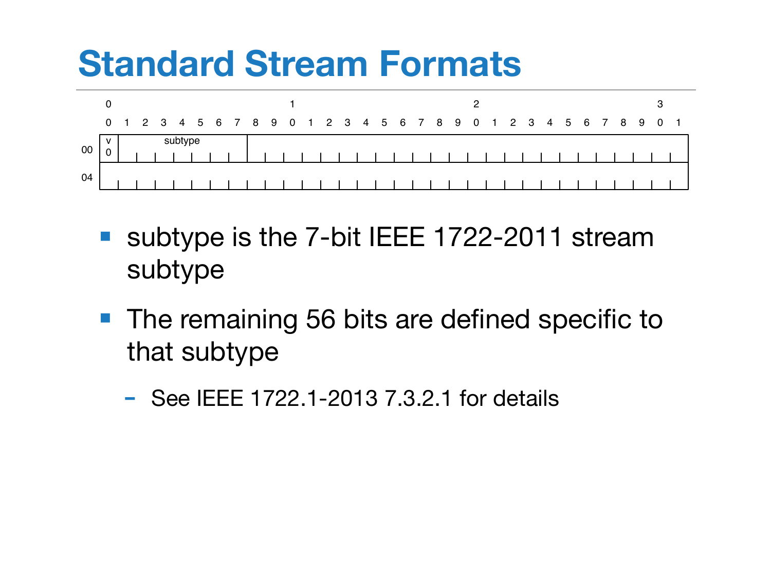# Standard Stream Formats

| | 0 1 | 2 3 4 5 6 7 | 8 ... 3 1 |
|---|---|---|---|
| 00 | v 0 | subtype | |
| 04 | | | |

- subtype is the 7-bit IEEE 1722-2011 stream subtype
- The remaining 56 bits are defined specific to that subtype
  - See IEEE 1722.1-2013 7.3.2.1 for details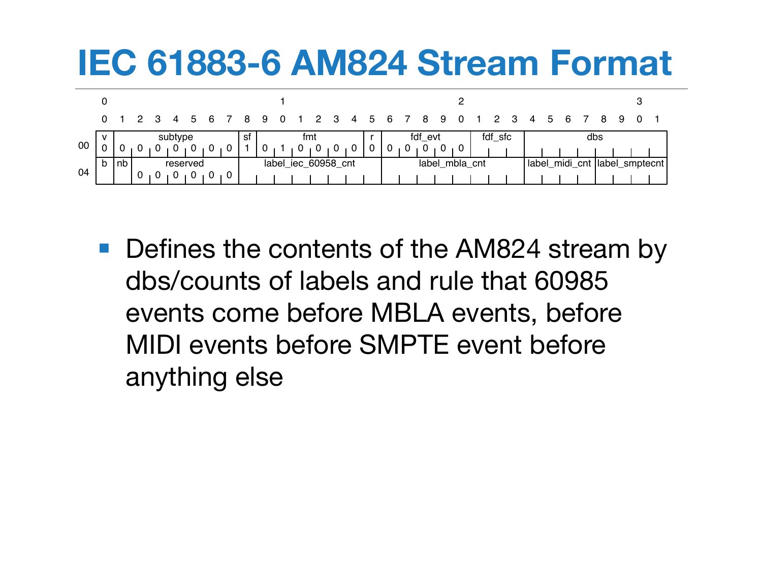# IEC 61883-6 AM824 Stream Format

| Offset | Bits 0 | 1–7 | 8 | 9–14 | 15 | 16–20 | 21–23 | 24–31 |
|---|---|---|---|---|---|---|---|---|
| 00 | v (0) | subtype (0 0 0 0 0 0 0) | sf (1) | fmt (0 1 0 0 0 0) | r (0) | fdf_evt (0 0 0 0 0) | fdf_sfc | dbs |

| Offset | Bit 0 | Bit 1 | Bits 2–7 | Bits 8–15 | Bits 16–23 | Bits 24–27 | Bits 28–31 |
|---|---|---|---|---|---|---|---|
| 04 | b | nb | reserved (0 0 0 0 0 0) | label_iec_60958_cnt | label_mbla_cnt | label_midi_cnt | label_smptecnt |

- Defines the contents of the AM824 stream by dbs/counts of labels and rule that 60985 events come before MBLA events, before MIDI events before SMPTE event before anything else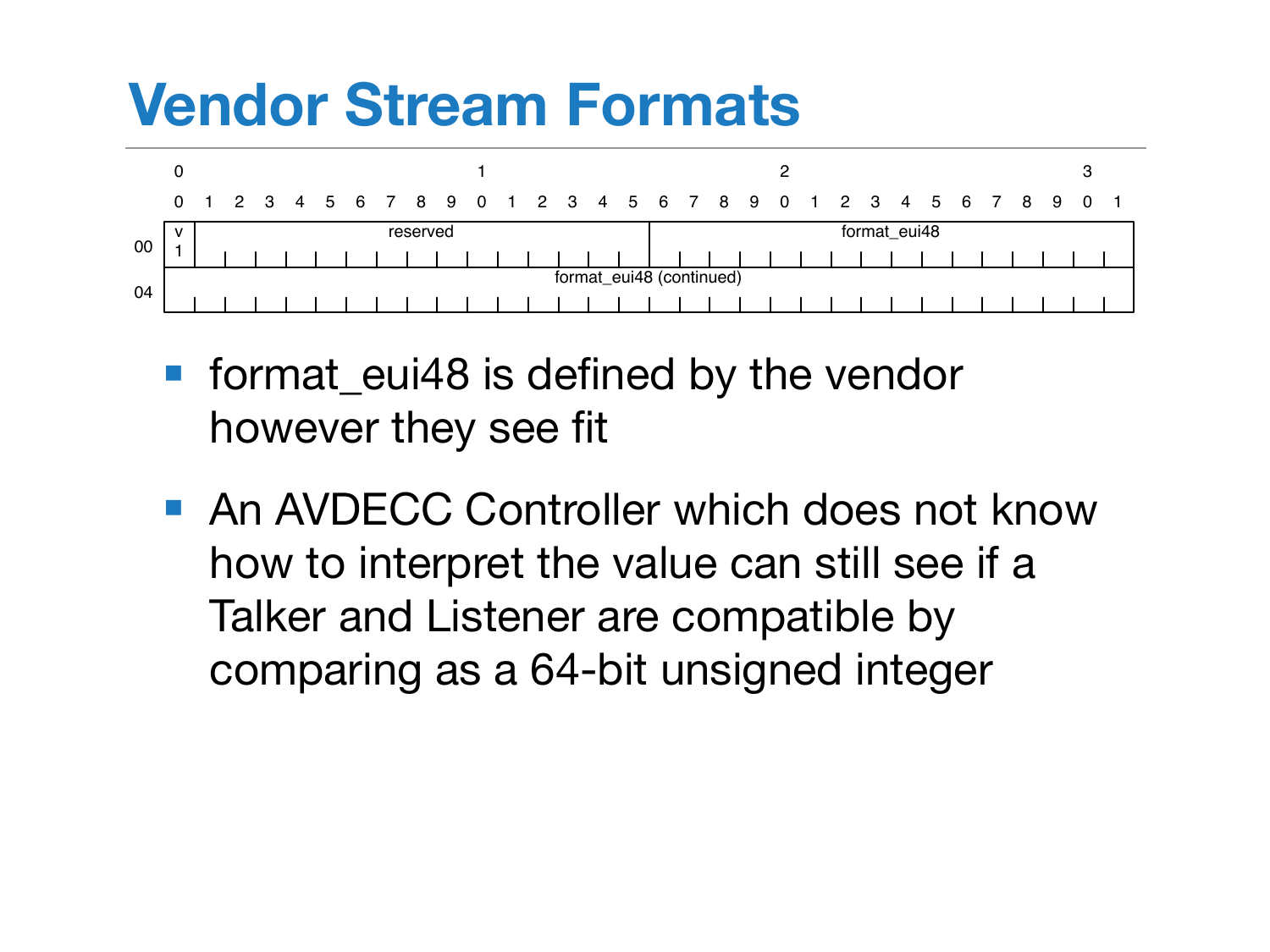# Vendor Stream Formats

| Offset | Bits 0 | Bits 1–15 | Bits 16–31 |
|---|---|---|---|
| 00 | v (1) | reserved | format_eui48 |
| 04 | format_eui48 (continued) | | |

- format_eui48 is defined by the vendor however they see fit
- An AVDECC Controller which does not know how to interpret the value can still see if a Talker and Listener are compatible by comparing as a 64-bit unsigned integer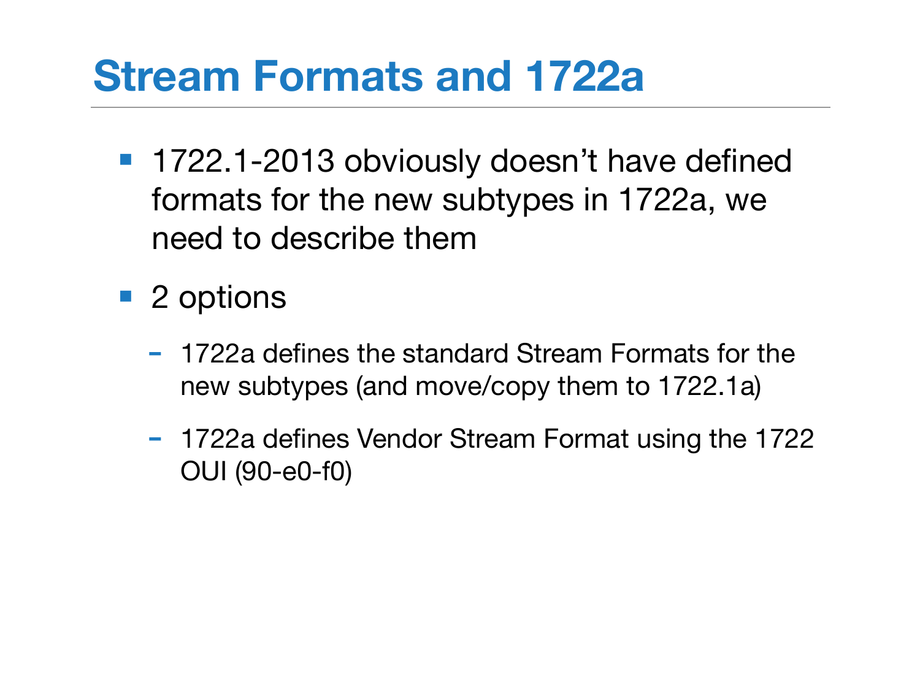# Stream Formats and 1722a

- 1722.1-2013 obviously doesn’t have defined formats for the new subtypes in 1722a, we need to describe them
- 2 options
  - 1722a defines the standard Stream Formats for the new subtypes (and move/copy them to 1722.1a)
  - 1722a defines Vendor Stream Format using the 1722 OUI (90-e0-f0)